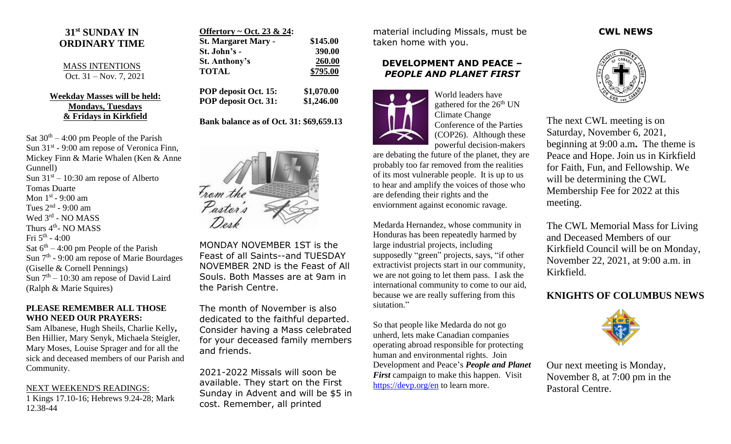## 31st SUNDAY IN ORDINARY TIME

MASS INTENTIONS
Oct. 31 – Nov. 7, 2021

**Weekday Masses will be held: Mondays, Tuesdays & Fridays in Kirkfield**

Sat 30th – 4:00 pm People of the Parish
Sun 31st - 9:00 am repose of Veronica Finn, Mickey Finn & Marie Whalen (Ken & Anne Gunnell)
Sun 31st – 10:30 am repose of Alberto Tomas Duarte
Mon 1st - 9:00 am
Tues 2nd - 9:00 am
Wed 3rd - NO MASS
Thurs 4th- NO MASS
Fri 5th - 4:00
Sat 6th – 4:00 pm People of the Parish
Sun 7th - 9:00 am repose of Marie Bourdages (Giselle & Cornell Pennings)
Sun 7th – 10:30 am repose of David Laird (Ralph & Marie Squires)

**PLEASE REMEMBER ALL THOSE WHO NEED OUR PRAYERS:**

Sam Albanese, Hugh Sheils, Charlie Kelly, Ben Hillier, Mary Senyk, Michaela Steigler, Mary Moses, Louise Sprager and for all the sick and deceased members of our Parish and Community.

NEXT WEEKEND'S READINGS:
1 Kings 17.10-16; Hebrews 9.24-28; Mark 12.38-44

| **Offertory ~ Oct. 23 & 24:** | |
|---|---|
| **St. Margaret Mary -** | **$145.00** |
| **St. John's -** | **390.00** |
| **St. Anthony's** | **260.00** |
| **TOTAL** | **$795.00** |

| | |
|---|---|
| **POP deposit Oct. 15:** | **$1,070.00** |
| **POP deposit Oct. 31:** | **$1,246.00** |

**Bank balance as of Oct. 31: $69,659.13**

From the Pastor's Desk

MONDAY NOVEMBER 1ST is the Feast of all Saints--and TUESDAY NOVEMBER 2ND is the Feast of All Souls. Both Masses are at 9am in the Parish Centre.

The month of November is also dedicated to the faithful departed. Consider having a Mass celebrated for your deceased family members and friends.

2021-2022 Missals will soon be available. They start on the First Sunday in Advent and will be $5 in cost. Remember, all printed material including Missals, must be taken home with you.

## DEVELOPMENT AND PEACE – *PEOPLE AND PLANET FIRST*

World leaders have gathered for the 26th UN Climate Change Conference of the Parties (COP26). Although these powerful decision-makers are debating the future of the planet, they are probably too far removed from the realities of its most vulnerable people. It is up to us to hear and amplify the voices of those who are defending their rights and the enviornment against economic ravage.

Medarda Hernandez, whose community in Honduras has been repeatedly harmed by large industrial projects, including supposedly "green" projects, says, "if other extractivist projects start in our community, we are not going to let them pass. I ask the international community to come to our aid, because we are really suffering from this siutation."

So that people like Medarda do not go unherd, lets make Canadian companies operating abroad responsible for protecting human and environmental rights. Join Development and Peace's ***People and Planet First*** campaign to make this happen. Visit https://devp.org/en to learn more.

## CWL NEWS

The next CWL meeting is on Saturday, November 6, 2021, beginning at 9:00 a.m**.** The theme is Peace and Hope. Join us in Kirkfield for Faith, Fun, and Fellowship. We will be determining the CWL Membership Fee for 2022 at this meeting.

The CWL Memorial Mass for Living and Deceased Members of our Kirkfield Council will be on Monday, November 22, 2021, at 9:00 a.m. in Kirkfield.

## KNIGHTS OF COLUMBUS NEWS

Our next meeting is Monday, November 8, at 7:00 pm in the Pastoral Centre.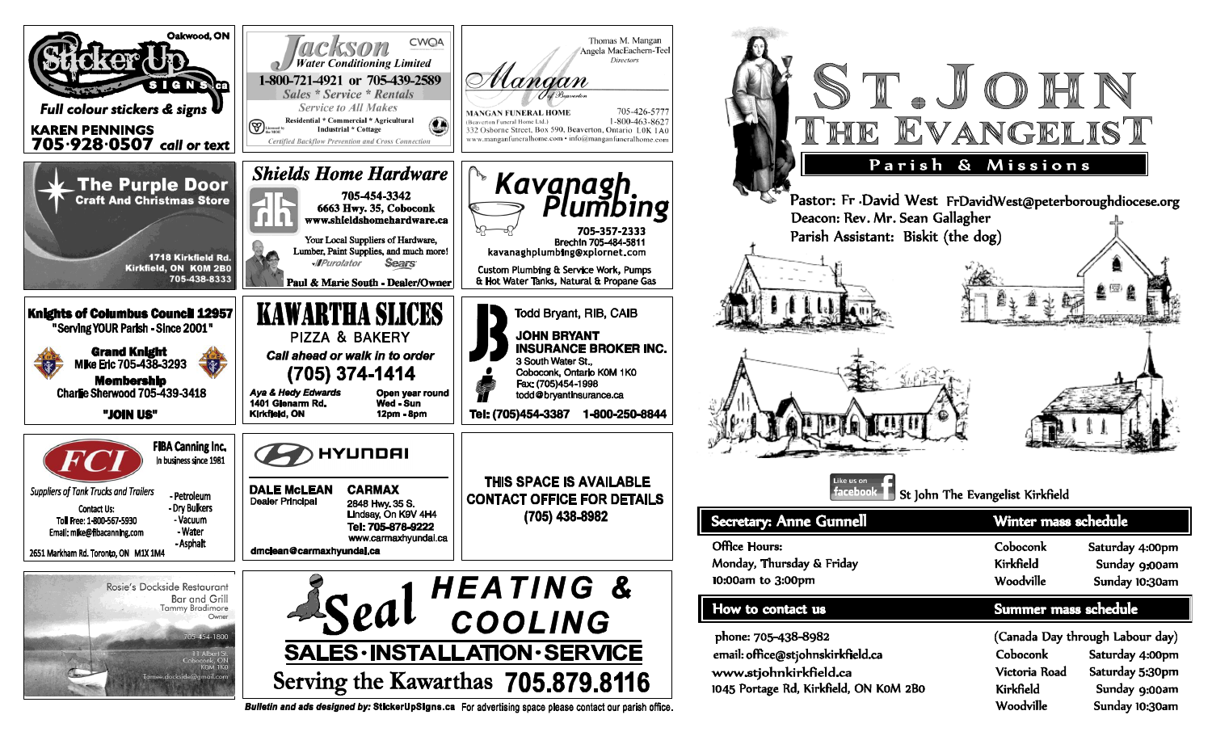Oakwood, ON

**Sticker Up SIGNS.ca**

*Full colour stickers & signs*

**KAREN PENNINGS**
**705·928·0507** *call or text*

**Jackson Water Conditioning Limited** CWQA

1-800-721-4921 or 705-439-2589

*Sales * Service * Rentals*

*Service to All Makes*

Residential * Commercial * Agricultural
Industrial * Cottage

*Certified Backflow Prevention and Cross Connection*

Thomas M. Mangan
Angela MacEachern-Teel
*Directors*

**Mangan** *of Beaverton*

MANGAN FUNERAL HOME 705-426-5777
(Beaverton Funeral Home Ltd.) 1-800-463-8627
332 Osborne Street, Box 590, Beaverton, Ontario L0K 1A0
www.manganfuneralhome.com • info@manganfuneralhome.com

**The Purple Door**
**Craft And Christmas Store**

1718 Kirkfield Rd.
Kirkfield, ON K0M 2B0
705-438-8333

**Shields Home Hardware**

705-454-3342
6663 Hwy. 35, Coboconk
www.shieldshomehardware.ca

Your Local Suppliers of Hardware, Lumber, Paint Supplies, and much more!

Purolator Sears

**Paul & Marie South - Dealer/Owner**

**Kavanagh Plumbing**

705-357-2333
Brechin 705-484-5811
kavanaghplumbing@xplornet.com

Custom Plumbing & Service Work, Pumps & Hot Water Tanks, Natural & Propane Gas

**Knights of Columbus Council 12957**
"Serving YOUR Parish - Since 2001"

**Grand Knight**
Mike Eric 705-438-3293

**Membership**
Charlie Sherwood 705-439-3418

**"JOIN US"**

**KAWARTHA SLICES**
PIZZA & BAKERY

*Call ahead or walk in to order*

**(705) 374-1414**

*Aya & Hedy Edwards*
1401 Glenarm Rd.
Kirkfield, ON

Open year round
Wed - Sun
12pm - 8pm

Todd Bryant, RIB, CAIB

**JOHN BRYANT INSURANCE BROKER INC.**
3 South Water St.,
Coboconk, Ontario K0M 1K0
Fax: (705)454-1998
todd@bryantinsurance.ca

**Tel: (705)454-3387 1-800-250-8844**

**FCI**

**FIBA Canning Inc.**
In business since 1981

*Suppliers of Tank Trucks and Trailers*

- Petroleum
- Dry Bulkers
- Vacuum
- Water
- Asphalt

Contact Us:
Toll Free: 1-800-567-5930
Email: mike@fibacanning.com

2651 Markham Rd. Toronto, ON M1X 1M4

**HYUNDAI**

**DALE McLEAN**
Dealer Principal

**CARMAX**
2848 Hwy. 35 S.
Lindsay, On K9V 4H4
**Tel: 705-878-9222**
www.carmaxhyundai.ca

dmclean@carmaxhyundai.ca

**THIS SPACE IS AVAILABLE CONTACT OFFICE FOR DETAILS (705) 438-8982**

Rosie's Dockside Restaurant
Bar and Grill
Tammy Bradimore
Owner

705-454-1800

11 Albert St.
Coboconk, ON
K0M 1K0
Tamsie.dockside@gmail.com

**Seal HEATING & COOLING**

**SALES · INSTALLATION · SERVICE**

**Serving the Kawarthas 705.879.8116**

*Bulletin and ads designed by:* **StickerUpSigns.ca** For advertising space please contact our parish office.

# ST. JOHN THE EVANGELIST

## Parish & Missions

Pastor: Fr .David West FrDavidWest@peterboroughdiocese.org
Deacon: Rev. Mr. Sean Gallagher
Parish Assistant: Biskit (the dog)

Like us on facebook — St John The Evangelist Kirkfield

### Secretary: Anne Gunnell

Office Hours:
Monday, Thursday & Friday
10:00am to 3:00pm

### How to contact us

phone: 705-438-8982
email: office@stjohnskirkfield.ca
www.stjohnkirkfield.ca
1045 Portage Rd, Kirkfield, ON K0M 2B0

### Winter mass schedule

| | |
|---|---|
| Coboconk | Saturday 4:00pm |
| Kirkfield | Sunday 9:00am |
| Woodville | Sunday 10:30am |

### Summer mass schedule

(Canada Day through Labour day)

| | |
|---|---|
| Coboconk | Saturday 4:00pm |
| Victoria Road | Saturday 5:30pm |
| Kirkfield | Sunday 9:00am |
| Woodville | Sunday 10:30am |